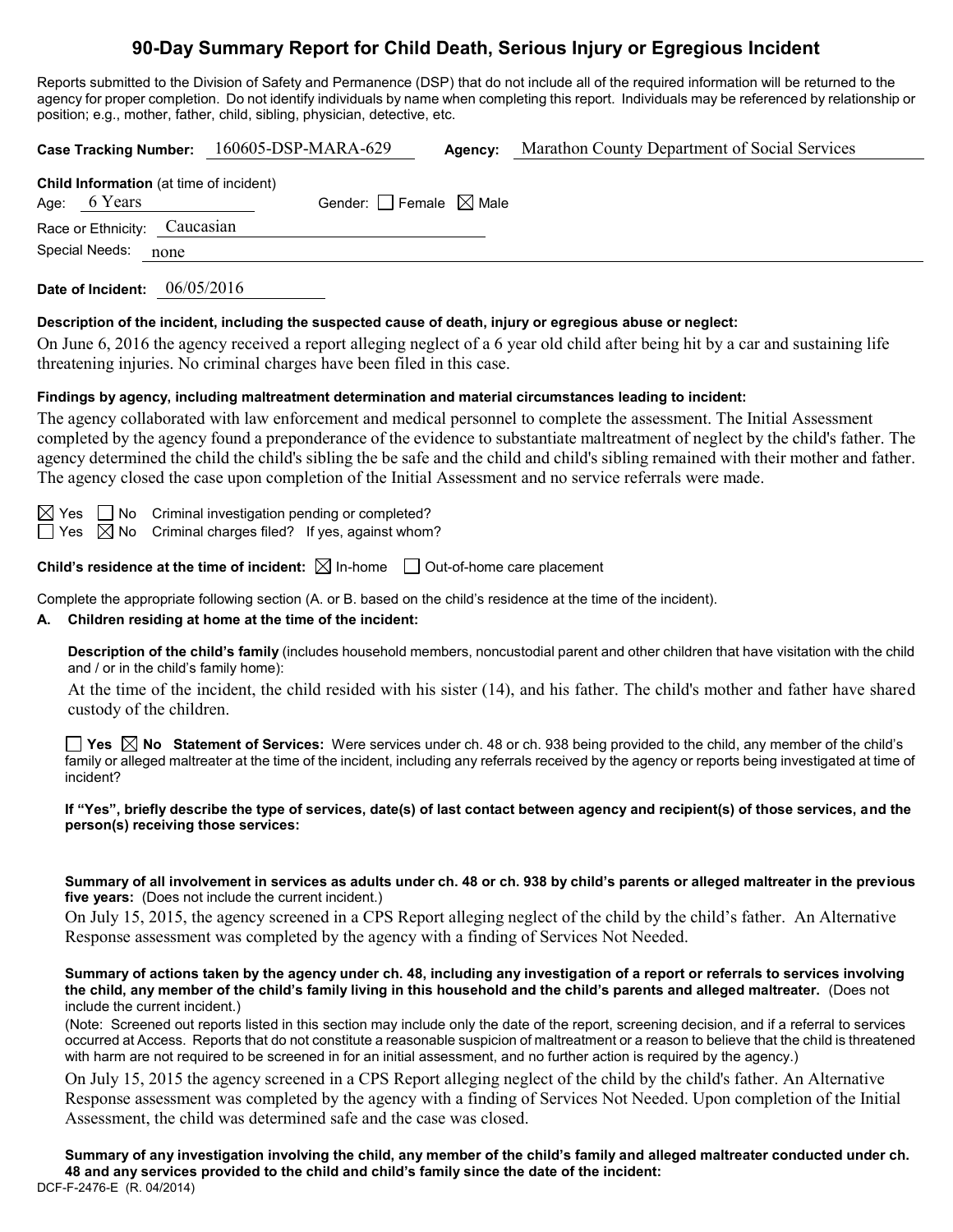# 90-Day Summary Report for Child Death, Serious Injury or Egregious Incident

Reports submitted to the Division of Safety and Permanence (DSP) that do not include all of the required information will be returned to the agency for proper completion. Do not identify individuals by name when completing this report. Individuals may be referenced by relationship or position; e.g., mother, father, child, sibling, physician, detective, etc.

**Case Tracking Number:** 160605-DSP-MARA-629 **Agency:** Marathon County Department of Social Services

**Child Information** (at time of incident)

Age: 6 Years Gender: ☐ Female ☒ Male

Race or Ethnicity: Caucasian

Special Needs: none

**Date of Incident:** 06/05/2016

**Description of the incident, including the suspected cause of death, injury or egregious abuse or neglect:**

On June 6, 2016 the agency received a report alleging neglect of a 6 year old child after being hit by a car and sustaining life threatening injuries. No criminal charges have been filed in this case.

**Findings by agency, including maltreatment determination and material circumstances leading to incident:**

The agency collaborated with law enforcement and medical personnel to complete the assessment. The Initial Assessment completed by the agency found a preponderance of the evidence to substantiate maltreatment of neglect by the child's father. The agency determined the child the child's sibling the be safe and the child and child's sibling remained with their mother and father. The agency closed the case upon completion of the Initial Assessment and no service referrals were made.

☒ Yes ☐ No Criminal investigation pending or completed?

☐ Yes ☒ No Criminal charges filed? If yes, against whom?

**Child's residence at the time of incident:** ☒ In-home ☐ Out-of-home care placement

Complete the appropriate following section (A. or B. based on the child's residence at the time of the incident).

**A. Children residing at home at the time of the incident:**

**Description of the child's family** (includes household members, noncustodial parent and other children that have visitation with the child and / or in the child's family home):

At the time of the incident, the child resided with his sister (14), and his father. The child's mother and father have shared custody of the children.

☐ **Yes** ☒ **No Statement of Services:** Were services under ch. 48 or ch. 938 being provided to the child, any member of the child's family or alleged maltreater at the time of the incident, including any referrals received by the agency or reports being investigated at time of incident?

**If "Yes", briefly describe the type of services, date(s) of last contact between agency and recipient(s) of those services, and the person(s) receiving those services:**

**Summary of all involvement in services as adults under ch. 48 or ch. 938 by child's parents or alleged maltreater in the previous five years:** (Does not include the current incident.)

On July 15, 2015, the agency screened in a CPS Report alleging neglect of the child by the child's father. An Alternative Response assessment was completed by the agency with a finding of Services Not Needed.

**Summary of actions taken by the agency under ch. 48, including any investigation of a report or referrals to services involving the child, any member of the child's family living in this household and the child's parents and alleged maltreater.** (Does not include the current incident.)

(Note: Screened out reports listed in this section may include only the date of the report, screening decision, and if a referral to services occurred at Access. Reports that do not constitute a reasonable suspicion of maltreatment or a reason to believe that the child is threatened with harm are not required to be screened in for an initial assessment, and no further action is required by the agency.)

On July 15, 2015 the agency screened in a CPS Report alleging neglect of the child by the child's father. An Alternative Response assessment was completed by the agency with a finding of Services Not Needed. Upon completion of the Initial Assessment, the child was determined safe and the case was closed.

**Summary of any investigation involving the child, any member of the child's family and alleged maltreater conducted under ch. 48 and any services provided to the child and child's family since the date of the incident:**

DCF-F-2476-E (R. 04/2014)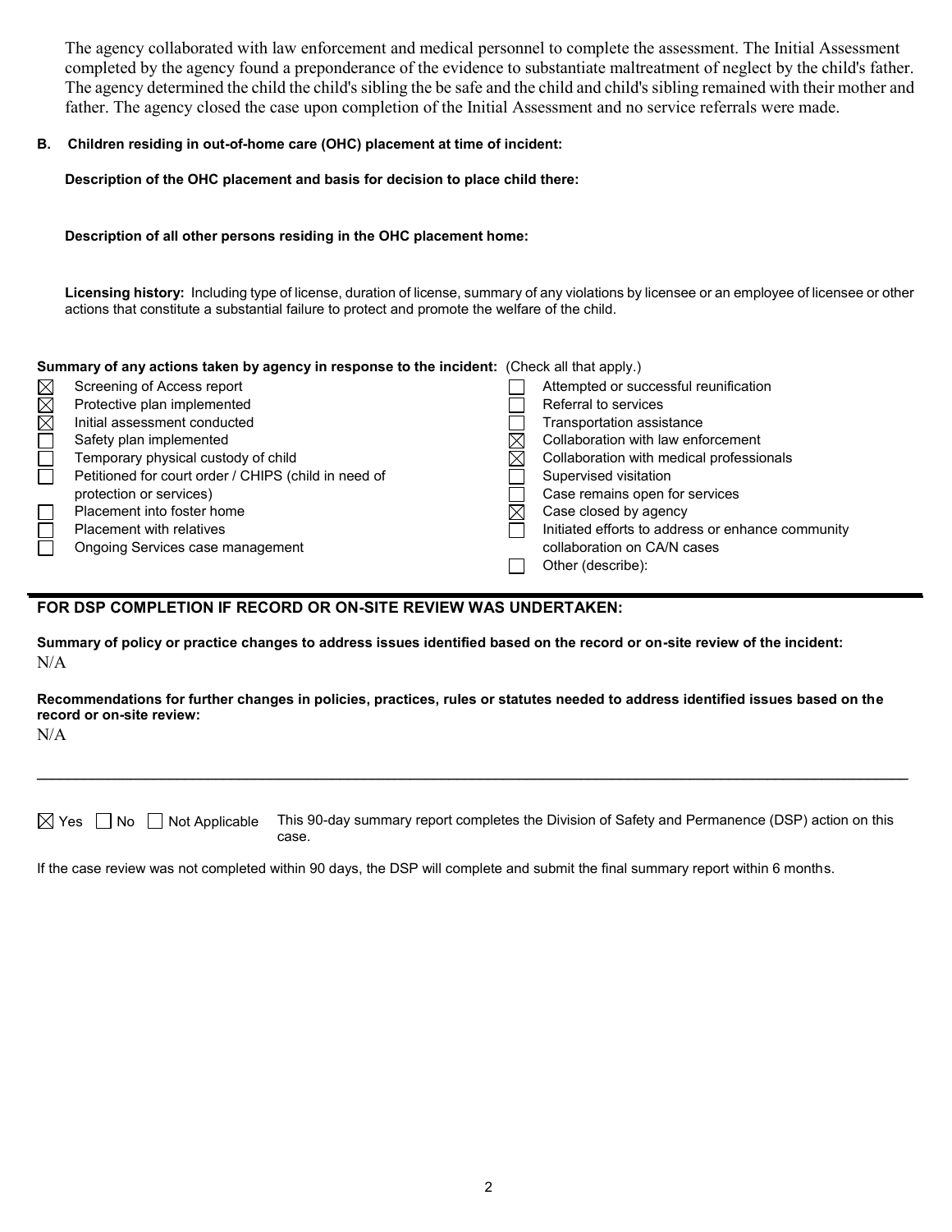The agency collaborated with law enforcement and medical personnel to complete the assessment. The Initial Assessment completed by the agency found a preponderance of the evidence to substantiate maltreatment of neglect by the child's father. The agency determined the child the child's sibling the be safe and the child and child's sibling remained with their mother and father. The agency closed the case upon completion of the Initial Assessment and no service referrals were made.

**B. Children residing in out-of-home care (OHC) placement at time of incident:**

**Description of the OHC placement and basis for decision to place child there:**

**Description of all other persons residing in the OHC placement home:**

**Licensing history:** Including type of license, duration of license, summary of any violations by licensee or an employee of licensee or other actions that constitute a substantial failure to protect and promote the welfare of the child.

**Summary of any actions taken by agency in response to the incident:** (Check all that apply.)

- ☒ Screening of Access report
- ☒ Protective plan implemented
- ☒ Initial assessment conducted
- ☐ Safety plan implemented
- ☐ Temporary physical custody of child
- ☐ Petitioned for court order / CHIPS (child in need of protection or services)
- ☐ Placement into foster home
- ☐ Placement with relatives
- ☐ Ongoing Services case management
- ☐ Attempted or successful reunification
- ☐ Referral to services
- ☐ Transportation assistance
- ☒ Collaboration with law enforcement
- ☒ Collaboration with medical professionals
- ☐ Supervised visitation
- ☐ Case remains open for services
- ☒ Case closed by agency
- ☐ Initiated efforts to address or enhance community collaboration on CA/N cases
- ☐ Other (describe):

## FOR DSP COMPLETION IF RECORD OR ON-SITE REVIEW WAS UNDERTAKEN:

**Summary of policy or practice changes to address issues identified based on the record or on-site review of the incident:**
N/A

**Recommendations for further changes in policies, practices, rules or statutes needed to address identified issues based on the record or on-site review:**
N/A

---

☒ Yes ☐ No ☐ Not Applicable This 90-day summary report completes the Division of Safety and Permanence (DSP) action on this case.

If the case review was not completed within 90 days, the DSP will complete and submit the final summary report within 6 months.